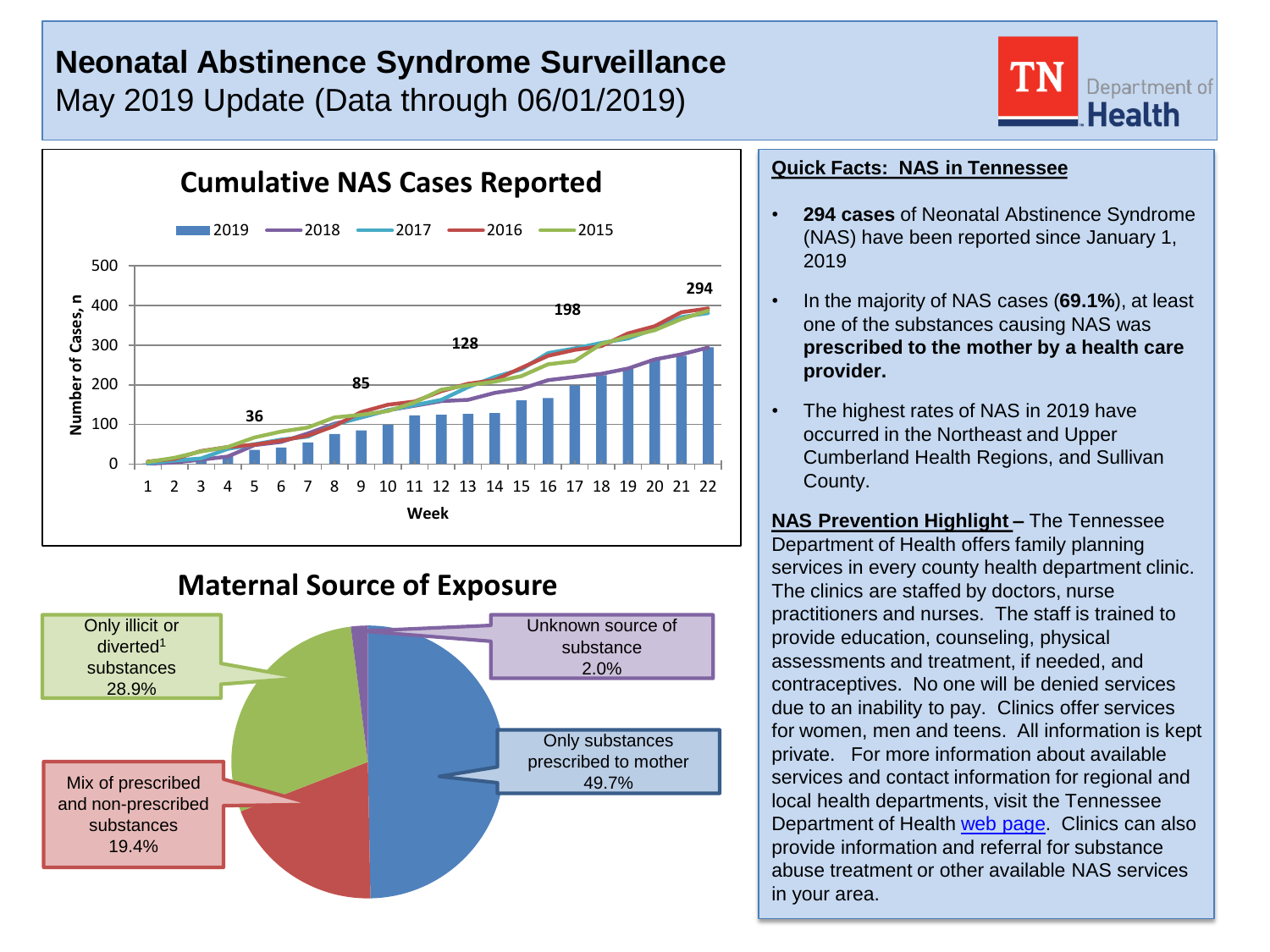# Neonatal Abstinence Syndrome Surveillance

May 2019 Update (Data through 06/01/2019)

TN Department of Health

## Cumulative NAS Cases Reported

2019 | 2018 | 2017 | 2016 | 2015

Number of Cases, n

Week

36 | 85 | 128 | 198 | 294

## Maternal Source of Exposure

- Only illicit or diverted[1] substances 28.9%
- Unknown source of substance 2.0%
- Only substances prescribed to mother 49.7%
- Mix of prescribed and non-prescribed substances 19.4%

## Quick Facts: NAS in Tennessee

- **294 cases** of Neonatal Abstinence Syndrome (NAS) have been reported since January 1, 2019
- In the majority of NAS cases (**69.1%**), at least one of the substances causing NAS was **prescribed to the mother by a health care provider.**
- The highest rates of NAS in 2019 have occurred in the Northeast and Upper Cumberland Health Regions, and Sullivan County.

**NAS Prevention Highlight –** The Tennessee Department of Health offers family planning services in every county health department clinic. The clinics are staffed by doctors, nurse practitioners and nurses. The staff is trained to provide education, counseling, physical assessments and treatment, if needed, and contraceptives. No one will be denied services due to an inability to pay. Clinics offer services for women, men and teens. All information is kept private. For more information about available services and contact information for regional and local health departments, visit the Tennessee Department of Health web page. Clinics can also provide information and referral for substance abuse treatment or other available NAS services in your area.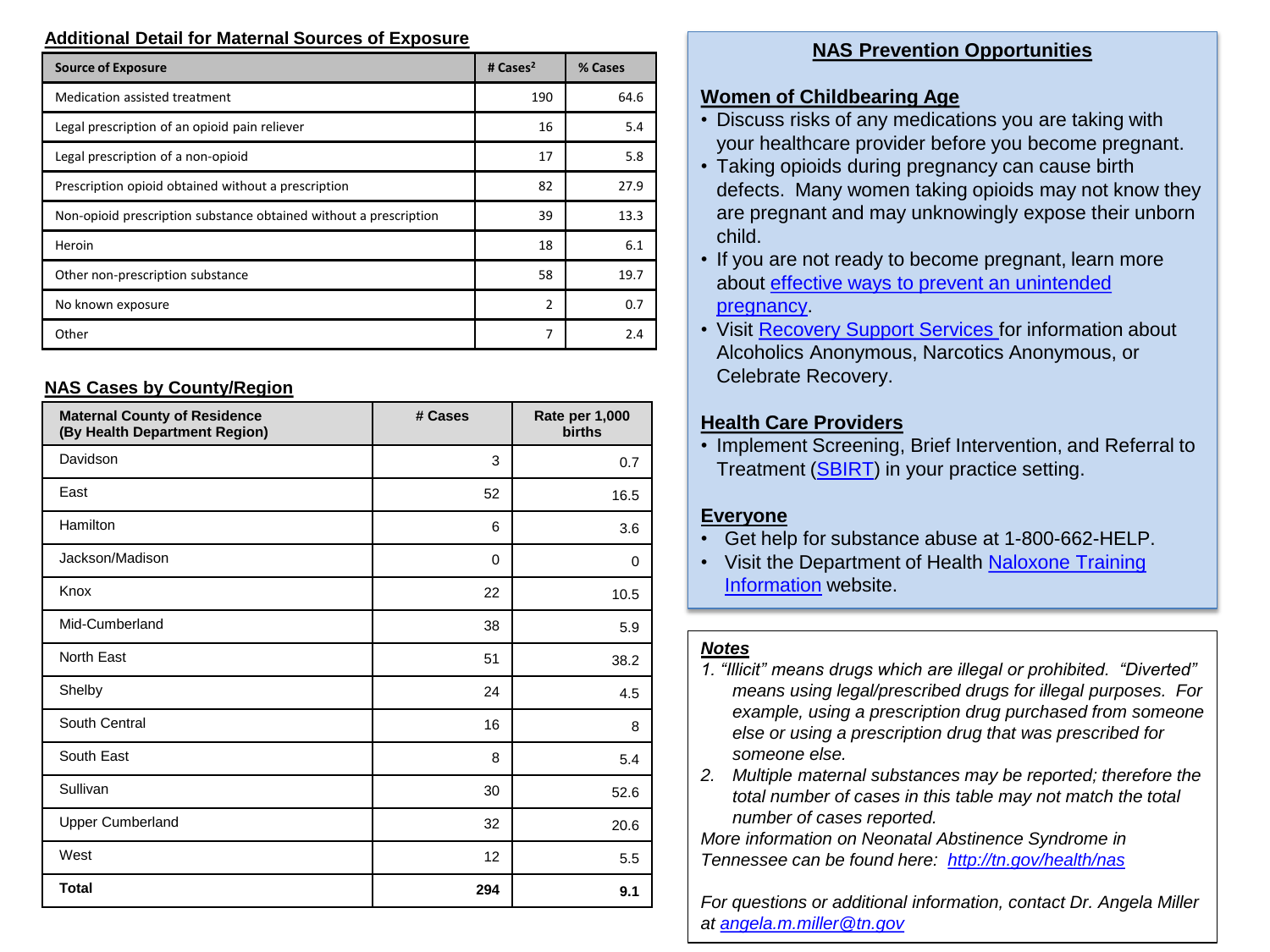## Additional Detail for Maternal Sources of Exposure

| Source of Exposure | # Cases[2] | % Cases |
|---|---|---|
| Medication assisted treatment | 190 | 64.6 |
| Legal prescription of an opioid pain reliever | 16 | 5.4 |
| Legal prescription of a non-opioid | 17 | 5.8 |
| Prescription opioid obtained without a prescription | 82 | 27.9 |
| Non-opioid prescription substance obtained without a prescription | 39 | 13.3 |
| Heroin | 18 | 6.1 |
| Other non-prescription substance | 58 | 19.7 |
| No known exposure | 2 | 0.7 |
| Other | 7 | 2.4 |

## NAS Cases by County/Region

| Maternal County of Residence (By Health Department Region) | # Cases | Rate per 1,000 births |
|---|---|---|
| Davidson | 3 | 0.7 |
| East | 52 | 16.5 |
| Hamilton | 6 | 3.6 |
| Jackson/Madison | 0 | 0 |
| Knox | 22 | 10.5 |
| Mid-Cumberland | 38 | 5.9 |
| North East | 51 | 38.2 |
| Shelby | 24 | 4.5 |
| South Central | 16 | 8 |
| South East | 8 | 5.4 |
| Sullivan | 30 | 52.6 |
| Upper Cumberland | 32 | 20.6 |
| West | 12 | 5.5 |
| **Total** | **294** | **9.1** |

## NAS Prevention Opportunities

### Women of Childbearing Age

- Discuss risks of any medications you are taking with your healthcare provider before you become pregnant.
- Taking opioids during pregnancy can cause birth defects. Many women taking opioids may not know they are pregnant and may unknowingly expose their unborn child.
- If you are not ready to become pregnant, learn more about effective ways to prevent an unintended pregnancy.
- Visit Recovery Support Services for information about Alcoholics Anonymous, Narcotics Anonymous, or Celebrate Recovery.

### Health Care Providers

- Implement Screening, Brief Intervention, and Referral to Treatment (SBIRT) in your practice setting.

### Everyone

- Get help for substance abuse at 1-800-662-HELP.
- Visit the Department of Health Naloxone Training Information website.

### *Notes*

1. *"Illicit" means drugs which are illegal or prohibited. "Diverted" means using legal/prescribed drugs for illegal purposes. For example, using a prescription drug purchased from someone else or using a prescription drug that was prescribed for someone else.*
2. *Multiple maternal substances may be reported; therefore the total number of cases in this table may not match the total number of cases reported.*

*More information on Neonatal Abstinence Syndrome in Tennessee can be found here: http://tn.gov/health/nas*

*For questions or additional information, contact Dr. Angela Miller at angela.m.miller@tn.gov*